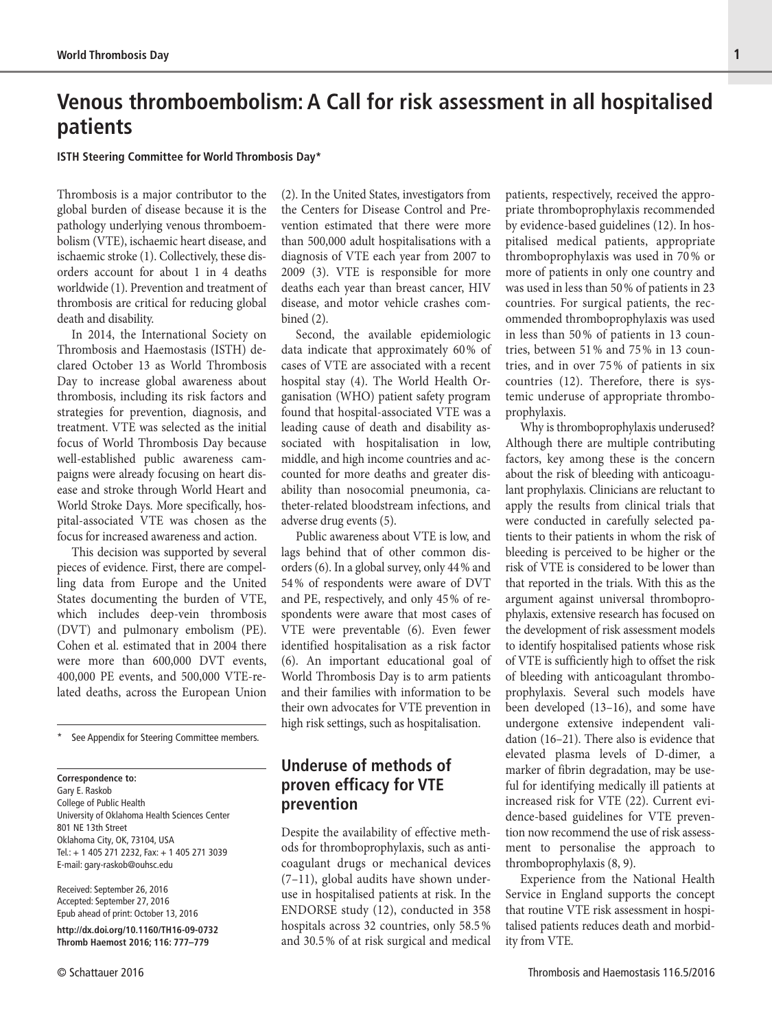# Venous thromboembolism: A Call for risk assessment in all hospitalised patients

**ISTH Steering Committee for World Thrombosis Day***

Thrombosis is a major contributor to the global burden of disease because it is the pathology underlying venous thromboembolism (VTE), ischaemic heart disease, and ischaemic stroke (1). Collectively, these disorders account for about 1 in 4 deaths worldwide (1). Prevention and treatment of thrombosis are critical for reducing global death and disability.

In 2014, the International Society on Thrombosis and Haemostasis (ISTH) declared October 13 as World Thrombosis Day to increase global awareness about thrombosis, including its risk factors and strategies for prevention, diagnosis, and treatment. VTE was selected as the initial focus of World Thrombosis Day because well-established public awareness campaigns were already focusing on heart disease and stroke through World Heart and World Stroke Days. More specifically, hospital-associated VTE was chosen as the focus for increased awareness and action.

This decision was supported by several pieces of evidence. First, there are compelling data from Europe and the United States documenting the burden of VTE, which includes deep-vein thrombosis (DVT) and pulmonary embolism (PE). Cohen et al. estimated that in 2004 there were more than 600,000 DVT events, 400,000 PE events, and 500,000 VTE-related deaths, across the European Union (2). In the United States, investigators from the Centers for Disease Control and Prevention estimated that there were more than 500,000 adult hospitalisations with a diagnosis of VTE each year from 2007 to 2009 (3). VTE is responsible for more deaths each year than breast cancer, HIV disease, and motor vehicle crashes combined (2).

Second, the available epidemiologic data indicate that approximately 60 % of cases of VTE are associated with a recent hospital stay (4). The World Health Organisation (WHO) patient safety program found that hospital-associated VTE was a leading cause of death and disability associated with hospitalisation in low, middle, and high income countries and accounted for more deaths and greater disability than nosocomial pneumonia, catheter-related bloodstream infections, and adverse drug events (5).

Public awareness about VTE is low, and lags behind that of other common disorders (6). In a global survey, only 44 % and 54 % of respondents were aware of DVT and PE, respectively, and only 45 % of respondents were aware that most cases of VTE were preventable (6). Even fewer identified hospitalisation as a risk factor (6). An important educational goal of World Thrombosis Day is to arm patients and their families with information to be their own advocates for VTE prevention in high risk settings, such as hospitalisation.

## Underuse of methods of proven efficacy for VTE prevention

Despite the availability of effective methods for thromboprophylaxis, such as anticoagulant drugs or mechanical devices (7–11), global audits have shown underuse in hospitalised patients at risk. In the ENDORSE study (12), conducted in 358 hospitals across 32 countries, only 58.5 % and 30.5 % of at risk surgical and medical patients, respectively, received the appropriate thromboprophylaxis recommended by evidence-based guidelines (12). In hospitalised medical patients, appropriate thromboprophylaxis was used in 70 % or more of patients in only one country and was used in less than 50 % of patients in 23 countries. For surgical patients, the recommended thromboprophylaxis was used in less than 50 % of patients in 13 countries, between 51 % and 75 % in 13 countries, and in over 75 % of patients in six countries (12). Therefore, there is systemic underuse of appropriate thromboprophylaxis.

Why is thromboprophylaxis underused? Although there are multiple contributing factors, key among these is the concern about the risk of bleeding with anticoagulant prophylaxis. Clinicians are reluctant to apply the results from clinical trials that were conducted in carefully selected patients to their patients in whom the risk of bleeding is perceived to be higher or the risk of VTE is considered to be lower than that reported in the trials. With this as the argument against universal thromboprophylaxis, extensive research has focused on the development of risk assessment models to identify hospitalised patients whose risk of VTE is sufficiently high to offset the risk of bleeding with anticoagulant thromboprophylaxis. Several such models have been developed (13–16), and some have undergone extensive independent validation (16–21). There also is evidence that elevated plasma levels of D-dimer, a marker of fibrin degradation, may be useful for identifying medically ill patients at increased risk for VTE (22). Current evidence-based guidelines for VTE prevention now recommend the use of risk assessment to personalise the approach to thromboprophylaxis (8, 9).

Experience from the National Health Service in England supports the concept that routine VTE risk assessment in hospitalised patients reduces death and morbidity from VTE.

---

\* See Appendix for Steering Committee members.

**Correspondence to:**
Gary E. Raskob
College of Public Health
University of Oklahoma Health Sciences Center
801 NE 13th Street
Oklahoma City, OK, 73104, USA
Tel.: + 1 405 271 2232, Fax: + 1 405 271 3039
E-mail: gary-raskob@ouhsc.edu

Received: September 26, 2016
Accepted: September 27, 2016
Epub ahead of print: October 13, 2016

**http://dx.doi.org/10.1160/TH16-09-0732**
**Thromb Haemost 2016; 116: 777–779**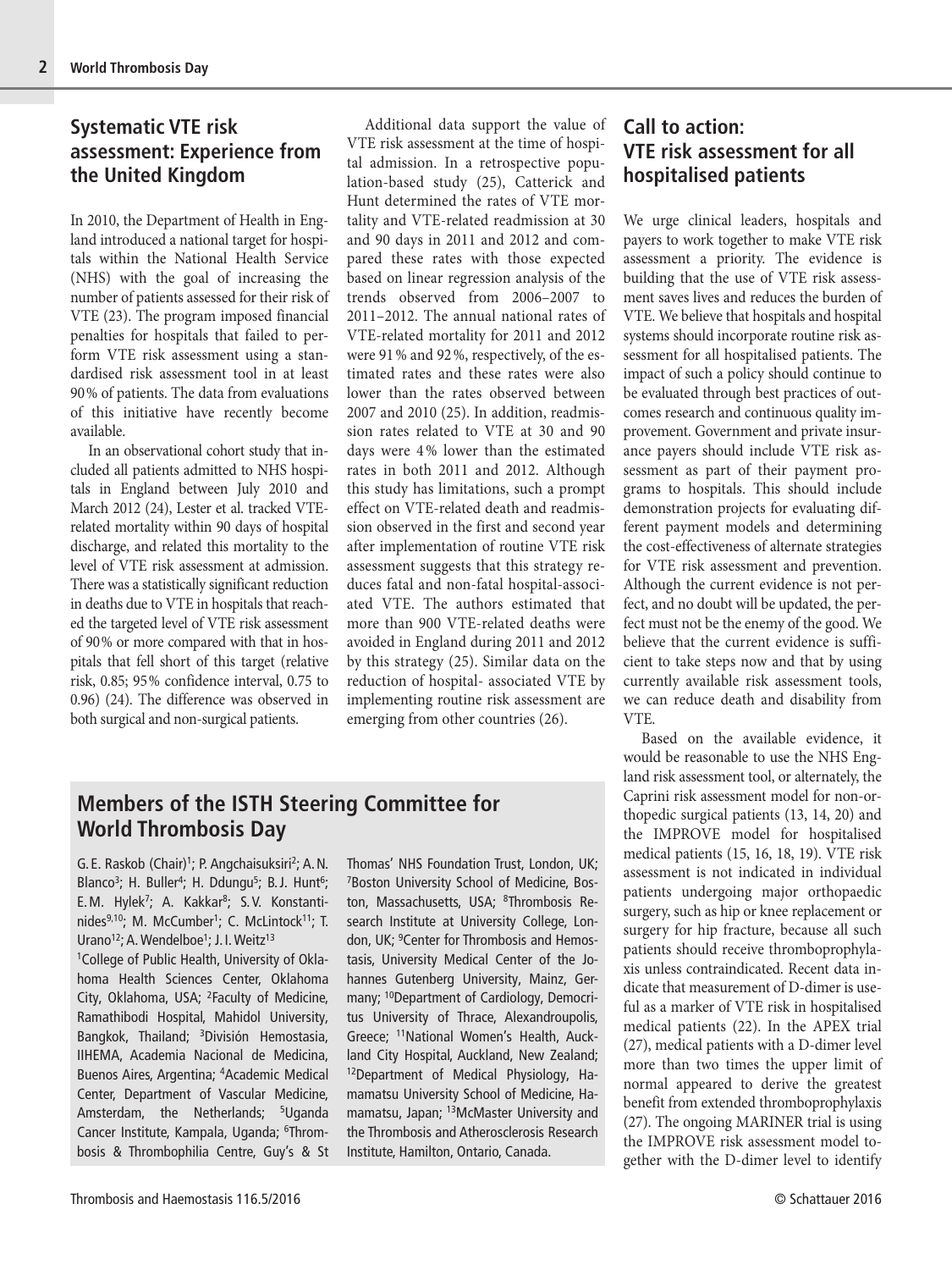## Systematic VTE risk assessment: Experience from the United Kingdom

In 2010, the Department of Health in England introduced a national target for hospitals within the National Health Service (NHS) with the goal of increasing the number of patients assessed for their risk of VTE (23). The program imposed financial penalties for hospitals that failed to perform VTE risk assessment using a standardised risk assessment tool in at least 90% of patients. The data from evaluations of this initiative have recently become available.

In an observational cohort study that included all patients admitted to NHS hospitals in England between July 2010 and March 2012 (24), Lester et al. tracked VTE-related mortality within 90 days of hospital discharge, and related this mortality to the level of VTE risk assessment at admission. There was a statistically significant reduction in deaths due to VTE in hospitals that reached the targeted level of VTE risk assessment of 90% or more compared with that in hospitals that fell short of this target (relative risk, 0.85; 95% confidence interval, 0.75 to 0.96) (24). The difference was observed in both surgical and non-surgical patients.

Additional data support the value of VTE risk assessment at the time of hospital admission. In a retrospective population-based study (25), Catterick and Hunt determined the rates of VTE mortality and VTE-related readmission at 30 and 90 days in 2011 and 2012 and compared these rates with those expected based on linear regression analysis of the trends observed from 2006–2007 to 2011–2012. The annual national rates of VTE-related mortality for 2011 and 2012 were 91% and 92%, respectively, of the estimated rates and these rates were also lower than the rates observed between 2007 and 2010 (25). In addition, readmission rates related to VTE at 30 and 90 days were 4% lower than the estimated rates in both 2011 and 2012. Although this study has limitations, such a prompt effect on VTE-related death and readmission observed in the first and second year after implementation of routine VTE risk assessment suggests that this strategy reduces fatal and non-fatal hospital-associated VTE. The authors estimated that more than 900 VTE-related deaths were avoided in England during 2011 and 2012 by this strategy (25). Similar data on the reduction of hospital- associated VTE by implementing routine risk assessment are emerging from other countries (26).

## Call to action: VTE risk assessment for all hospitalised patients

We urge clinical leaders, hospitals and payers to work together to make VTE risk assessment a priority. The evidence is building that the use of VTE risk assessment saves lives and reduces the burden of VTE. We believe that hospitals and hospital systems should incorporate routine risk assessment for all hospitalised patients. The impact of such a policy should continue to be evaluated through best practices of outcomes research and continuous quality improvement. Government and private insurance payers should include VTE risk assessment as part of their payment programs to hospitals. This should include demonstration projects for evaluating different payment models and determining the cost-effectiveness of alternate strategies for VTE risk assessment and prevention. Although the current evidence is not perfect, and no doubt will be updated, the perfect must not be the enemy of the good. We believe that the current evidence is sufficient to take steps now and that by using currently available risk assessment tools, we can reduce death and disability from VTE.

Based on the available evidence, it would be reasonable to use the NHS England risk assessment tool, or alternately, the Caprini risk assessment model for non-orthopedic surgical patients (13, 14, 20) and the IMPROVE model for hospitalised medical patients (15, 16, 18, 19). VTE risk assessment is not indicated in individual patients undergoing major orthopaedic surgery, such as hip or knee replacement or surgery for hip fracture, because all such patients should receive thromboprophylaxis unless contraindicated. Recent data indicate that measurement of D-dimer is useful as a marker of VTE risk in hospitalised medical patients (22). In the APEX trial (27), medical patients with a D-dimer level more than two times the upper limit of normal appeared to derive the greatest benefit from extended thromboprophylaxis (27). The ongoing MARINER trial is using the IMPROVE risk assessment model together with the D-dimer level to identify

## Members of the ISTH Steering Committee for World Thrombosis Day

G. E. Raskob (Chair)[1]; P. Angchaisuksiri[2]; A. N. Blanco[3]; H. Buller[4]; H. Ddungu[5]; B. J. Hunt[6]; E. M. Hylek[7]; A. Kakkar[8]; S. V. Konstantinides[9,10]; M. McCumber[1]; C. McLintock[11]; T. Urano[12]; A. Wendelboe[1]; J. I. Weitz[13]

[1]College of Public Health, University of Oklahoma Health Sciences Center, Oklahoma City, Oklahoma, USA; [2]Faculty of Medicine, Ramathibodi Hospital, Mahidol University, Bangkok, Thailand; [3]División Hemostasia, IIHEMA, Academia Nacional de Medicina, Buenos Aires, Argentina; [4]Academic Medical Center, Department of Vascular Medicine, Amsterdam, the Netherlands; [5]Uganda Cancer Institute, Kampala, Uganda; [6]Thrombosis & Thrombophilia Centre, Guy's & St Thomas' NHS Foundation Trust, London, UK; [7]Boston University School of Medicine, Boston, Massachusetts, USA; [8]Thrombosis Research Institute at University College, London, UK; [9]Center for Thrombosis and Hemostasis, University Medical Center of the Johannes Gutenberg University, Mainz, Germany; [10]Department of Cardiology, Democritus University of Thrace, Alexandroupolis, Greece; [11]National Women's Health, Auckland City Hospital, Auckland, New Zealand; [12]Department of Medical Physiology, Hamamatsu University School of Medicine, Hamamatsu, Japan; [13]McMaster University and the Thrombosis and Atherosclerosis Research Institute, Hamilton, Ontario, Canada.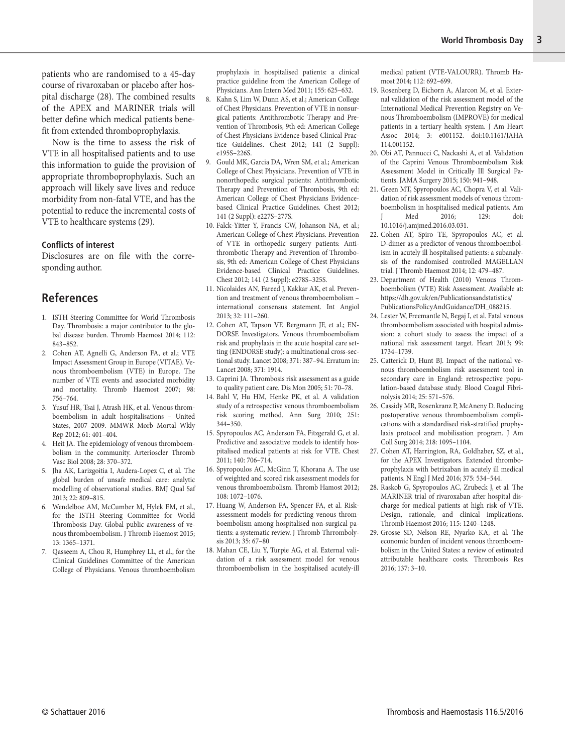patients who are randomised to a 45-day course of rivaroxaban or placebo after hospital discharge (28). The combined results of the APEX and MARINER trials will better define which medical patients benefit from extended thromboprophylaxis.

Now is the time to assess the risk of VTE in all hospitalised patients and to use this information to guide the provision of appropriate thromboprophylaxis. Such an approach will likely save lives and reduce morbidity from non-fatal VTE, and has the potential to reduce the incremental costs of VTE to healthcare systems (29).

#### Conflicts of interest

Disclosures are on file with the corresponding author.

## References

1. ISTH Steering Committee for World Thrombosis Day. Thrombosis: a major contributor to the global disease burden. Thromb Haemost 2014; 112: 843–852.
2. Cohen AT, Agnelli G, Anderson FA, et al.; VTE Impact Assessment Group in Europe (VITAE). Venous thromboembolism (VTE) in Europe. The number of VTE events and associated morbidity and mortality. Thromb Haemost 2007; 98: 756–764.
3. Yusuf HR, Tsai J, Atrash HK, et al. Venous thromboembolism in adult hospitalisations – United States, 2007–2009. MMWR Morb Mortal Wkly Rep 2012; 61: 401–404.
4. Heit JA. The epidemiology of venous thromboembolism in the community. Arterioscler Thromb Vasc Biol 2008; 28: 370–372.
5. Jha AK, Larizgoitia I, Audera-Lopez C, et al. The global burden of unsafe medical care: analytic modelling of observational studies. BMJ Qual Saf 2013; 22: 809–815.
6. Wendelboe AM, McCumber M, Hylek EM, et al., for the ISTH Steering Committee for World Thrombosis Day. Global public awareness of venous thromboembolism. J Thromb Haemost 2015; 13: 1365–1371.
7. Qasseem A, Chou R, Humphrey LL, et al., for the Clinical Guidelines Committee of the American College of Physicians. Venous thromboembolism prophylaxis in hospitalised patients: a clinical practice guideline from the American College of Physicians. Ann Intern Med 2011; 155: 625–632.
8. Kahn S, Lim W, Dunn AS, et al.; American College of Chest Physicians. Prevention of VTE in nonsurgical patients: Antithrombotic Therapy and Prevention of Thrombosis, 9th ed: American College of Chest Physicians Evidence-based Clinical Practice Guidelines. Chest 2012; 141 (2 Suppl): e195S–226S.
9. Gould MK, Garcia DA, Wren SM, et al.; American College of Chest Physicians. Prevention of VTE in nonorthopedic surgical patients: Antithrombotic Therapy and Prevention of Thrombosis, 9th ed: American College of Chest Physicians Evidence-based Clinical Practice Guidelines. Chest 2012; 141 (2 Suppl): e227S–277S.
10. Falck-Yitter Y, Francis CW, Johanson NA, et al.; American College of Chest Physicians. Prevention of VTE in orthopedic surgery patients: Antithrombotic Therapy and Prevention of Thrombosis, 9th ed: American College of Chest Physicians Evidence-based Clinical Practice Guidelines. Chest 2012; 141 (2 Suppl): e278S–325S.
11. Nicolaides AN, Fareed J, Kakkar AK, et al. Prevention and treatment of venous thromboembolism – international consensus statement. Int Angiol 2013; 32: 111–260.
12. Cohen AT, Tapson VF, Bergmann JF, et al.; ENDORSE Investigators. Venous thromboembolism risk and prophylaxis in the acute hospital care setting (ENDORSE study): a multinational cross-sectional study. Lancet 2008; 371: 387–94. Erratum in: Lancet 2008; 371: 1914.
13. Caprini JA. Thrombosis risk assessment as a guide to quality patient care. Dis Mon 2005; 51: 70–78.
14. Bahl V, Hu HM, Henke PK, et al. A validation study of a retrospective venous thromboembolism risk scoring method. Ann Surg 2010; 251: 344–350.
15. Spyropoulos AC, Anderson FA, Fitzgerald G, et al. Predictive and associative models to identify hospitalised medical patients at risk for VTE. Chest 2011; 140: 706–714.
16. Spyropoulos AC, McGinn T, Khorana A. The use of weighted and scored risk assessment models for venous thromboembolism. Thromb Hamost 2012; 108: 1072–1076.
17. Huang W, Anderson FA, Spencer FA, et al. Risk-assessment models for predicting venous thromboembolism among hospitalised non-surgical patients: a systematic review. J Thromb Thrrombolysis 2013; 35: 67–80
18. Mahan CE, Liu Y, Turpie AG, et al. External validation of a risk assessment model for venous thromboembolism in the hospitalised acutely-ill medical patient (VTE-VALOURR). Thromb Haemost 2014; 112: 692–699.
19. Rosenberg D, Eichorn A, Alarcon M, et al. External validation of the risk assessment model of the International Medical Prevention Registry on Venous Thromboembolism (IMPROVE) for medical patients in a tertiary health system. J Am Heart Assoc 2014; 3: e001152. doi:10.1161/JAHA 114.001152.
20. Obi AT, Pannucci C, Nackashi A, et al. Validation of the Caprini Venous Thromboembolism Risk Assessment Model in Critically Ill Surgical Patients. JAMA Surgery 2015; 150: 941–948.
21. Green MT, Spyropoulos AC, Chopra V, et al. Validation of risk assessment models of venous thromboembolism in hospitalised medical patients. Am J Med 2016; 129: doi: 10.1016/j.amjmed.2016.03.031.
22. Cohen AT, Spiro TE, Spyropoulos AC, et al. D-dimer as a predictor of venous thromboembolism in acutely ill hospitalised patients: a subanalysis of the randomised controlled MAGELLAN trial. J Thromb Haemost 2014; 12: 479–487.
23. Department of Health (2010) Venous Thromboembolism (VTE) Risk Assessment. Available at: https://dh.gov.uk/en/Publicationsandstatistics/PublicationsPolicyAndGuidance/DH_088215.
24. Lester W, Freemantle N, Begaj I, et al. Fatal venous thromboembolism associated with hospital admission: a cohort study to assess the impact of a national risk assessment target. Heart 2013; 99: 1734–1739.
25. Catterick D, Hunt BJ. Impact of the national venous thromboembolism risk assessment tool in secondary care in England: retrospective population-based database study. Blood Coagul Fibrinolysis 2014; 25: 571–576.
26. Cassidy MR, Rosenkranz P, McAneny D. Reducing postoperative venous thromboembolism complications with a standardised risk-stratified prophylaxis protocol and mobilisation program. J Am Coll Surg 2014; 218: 1095–1104.
27. Cohen AT, Harrington, RA, Goldhaber, SZ, et al., for the APEX Investigators. Extended thromboprophylaxis with betrixaban in acutely ill medical patients. N Engl J Med 2016; 375: 534–544.
28. Raskob G, Spyropoulos AC, Zrubeck J, et al. The MARINER trial of rivaroxaban after hospital discharge for medical patients at high risk of VTE. Design, rationale, and clinical implications. Thromb Haemost 2016; 115: 1240–1248.
29. Grosse SD, Nelson RE, Nyarko KA, et al. The economic burden of incident venous thromboembolism in the United States: a review of estimated attributable healthcare costs. Thrombosis Res 2016; 137: 3–10.